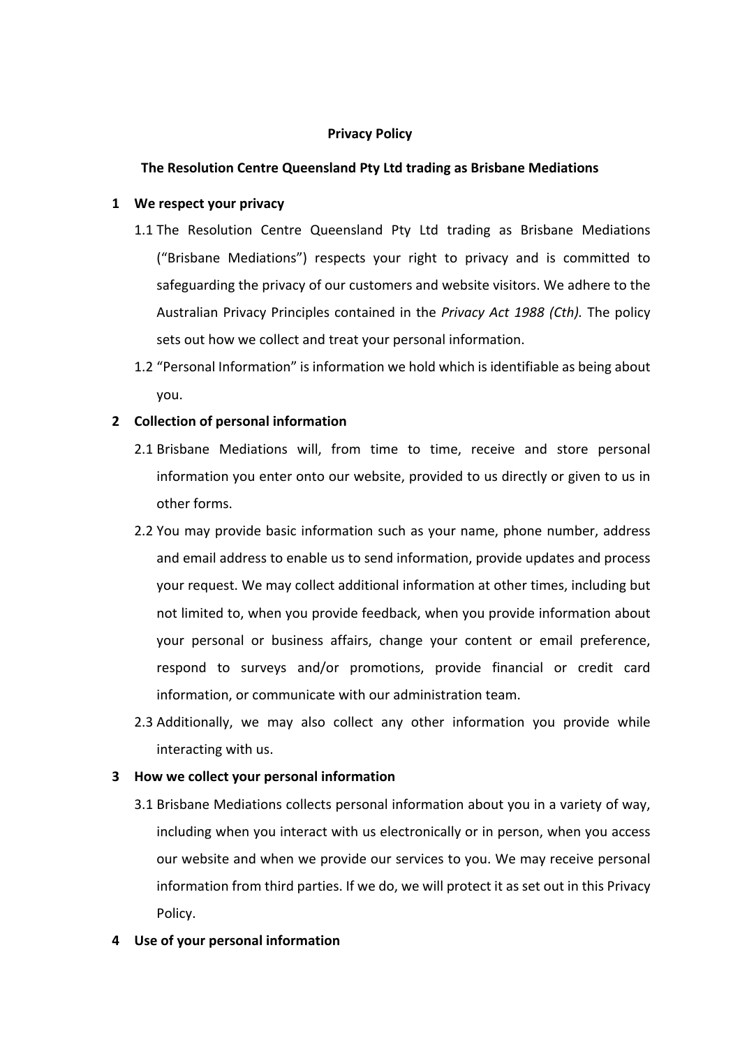**Privacy Policy**

**The Resolution Centre Queensland Pty Ltd trading as Brisbane Mediations**

## 1 We respect your privacy

1.1 The Resolution Centre Queensland Pty Ltd trading as Brisbane Mediations ("Brisbane Mediations") respects your right to privacy and is committed to safeguarding the privacy of our customers and website visitors. We adhere to the Australian Privacy Principles contained in the *Privacy Act 1988 (Cth).* The policy sets out how we collect and treat your personal information.

1.2 "Personal Information" is information we hold which is identifiable as being about you.

## 2 Collection of personal information

2.1 Brisbane Mediations will, from time to time, receive and store personal information you enter onto our website, provided to us directly or given to us in other forms.

2.2 You may provide basic information such as your name, phone number, address and email address to enable us to send information, provide updates and process your request. We may collect additional information at other times, including but not limited to, when you provide feedback, when you provide information about your personal or business affairs, change your content or email preference, respond to surveys and/or promotions, provide financial or credit card information, or communicate with our administration team.

2.3 Additionally, we may also collect any other information you provide while interacting with us.

## 3 How we collect your personal information

3.1 Brisbane Mediations collects personal information about you in a variety of way, including when you interact with us electronically or in person, when you access our website and when we provide our services to you. We may receive personal information from third parties. If we do, we will protect it as set out in this Privacy Policy.

## 4 Use of your personal information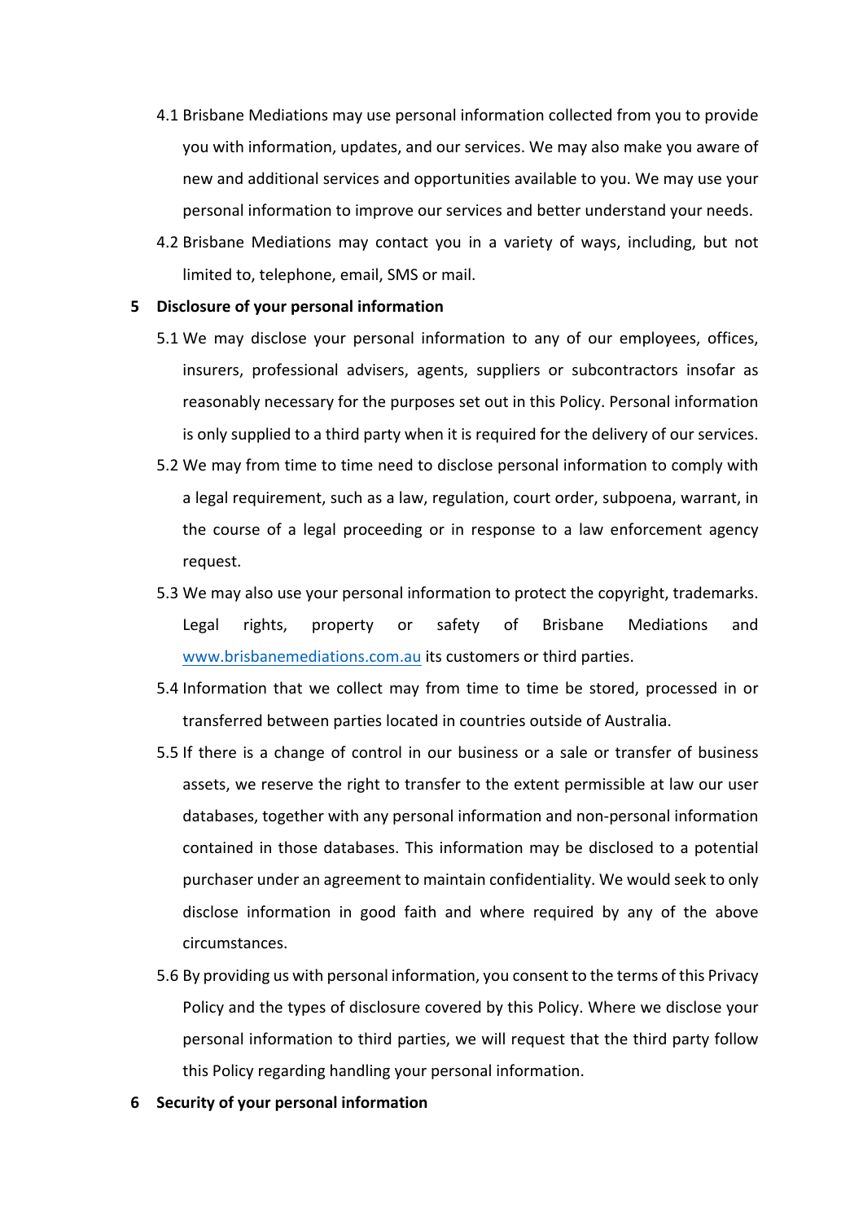4.1 Brisbane Mediations may use personal information collected from you to provide you with information, updates, and our services. We may also make you aware of new and additional services and opportunities available to you. We may use your personal information to improve our services and better understand your needs.

4.2 Brisbane Mediations may contact you in a variety of ways, including, but not limited to, telephone, email, SMS or mail.

## 5 Disclosure of your personal information

5.1 We may disclose your personal information to any of our employees, offices, insurers, professional advisers, agents, suppliers or subcontractors insofar as reasonably necessary for the purposes set out in this Policy. Personal information is only supplied to a third party when it is required for the delivery of our services.

5.2 We may from time to time need to disclose personal information to comply with a legal requirement, such as a law, regulation, court order, subpoena, warrant, in the course of a legal proceeding or in response to a law enforcement agency request.

5.3 We may also use your personal information to protect the copyright, trademarks. Legal rights, property or safety of Brisbane Mediations and [www.brisbanemediations.com.au](http://www.brisbanemediations.com.au) its customers or third parties.

5.4 Information that we collect may from time to time be stored, processed in or transferred between parties located in countries outside of Australia.

5.5 If there is a change of control in our business or a sale or transfer of business assets, we reserve the right to transfer to the extent permissible at law our user databases, together with any personal information and non-personal information contained in those databases. This information may be disclosed to a potential purchaser under an agreement to maintain confidentiality. We would seek to only disclose information in good faith and where required by any of the above circumstances.

5.6 By providing us with personal information, you consent to the terms of this Privacy Policy and the types of disclosure covered by this Policy. Where we disclose your personal information to third parties, we will request that the third party follow this Policy regarding handling your personal information.

## 6 Security of your personal information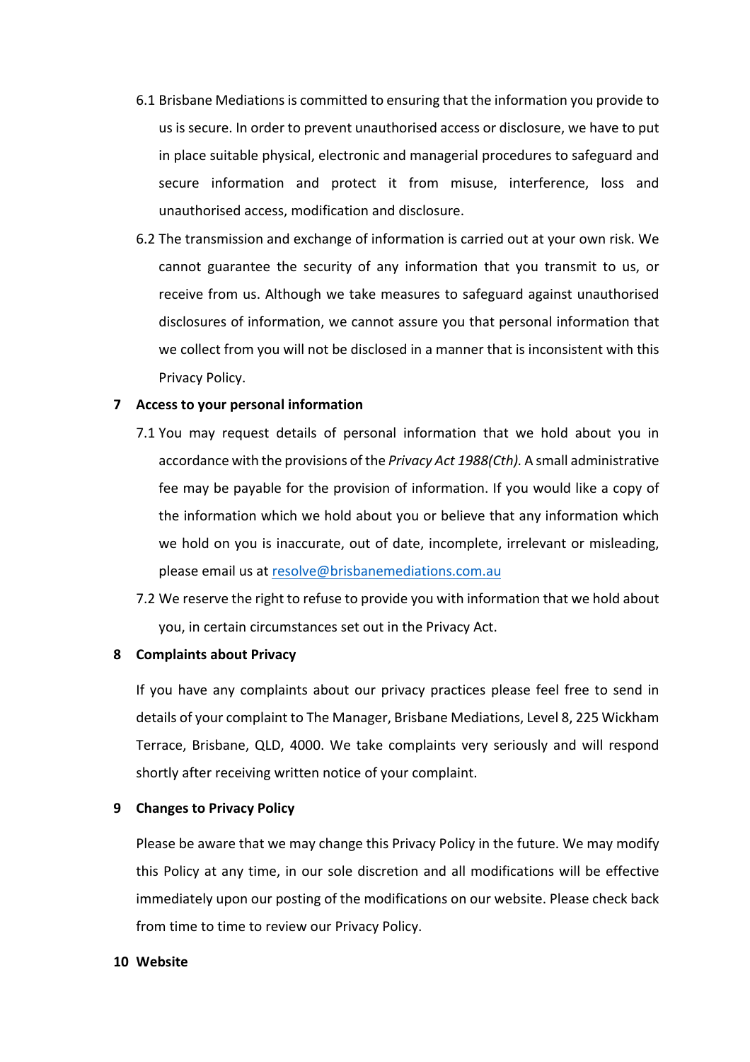6.1 Brisbane Mediations is committed to ensuring that the information you provide to us is secure. In order to prevent unauthorised access or disclosure, we have to put in place suitable physical, electronic and managerial procedures to safeguard and secure information and protect it from misuse, interference, loss and unauthorised access, modification and disclosure.

6.2 The transmission and exchange of information is carried out at your own risk. We cannot guarantee the security of any information that you transmit to us, or receive from us. Although we take measures to safeguard against unauthorised disclosures of information, we cannot assure you that personal information that we collect from you will not be disclosed in a manner that is inconsistent with this Privacy Policy.

## 7 Access to your personal information

7.1 You may request details of personal information that we hold about you in accordance with the provisions of the *Privacy Act 1988(Cth).* A small administrative fee may be payable for the provision of information. If you would like a copy of the information which we hold about you or believe that any information which we hold on you is inaccurate, out of date, incomplete, irrelevant or misleading, please email us at [resolve@brisbanemediations.com.au](mailto:resolve@brisbanemediations.com.au)

7.2 We reserve the right to refuse to provide you with information that we hold about you, in certain circumstances set out in the Privacy Act.

## 8 Complaints about Privacy

If you have any complaints about our privacy practices please feel free to send in details of your complaint to The Manager, Brisbane Mediations, Level 8, 225 Wickham Terrace, Brisbane, QLD, 4000. We take complaints very seriously and will respond shortly after receiving written notice of your complaint.

## 9 Changes to Privacy Policy

Please be aware that we may change this Privacy Policy in the future. We may modify this Policy at any time, in our sole discretion and all modifications will be effective immediately upon our posting of the modifications on our website. Please check back from time to time to review our Privacy Policy.

## 10 Website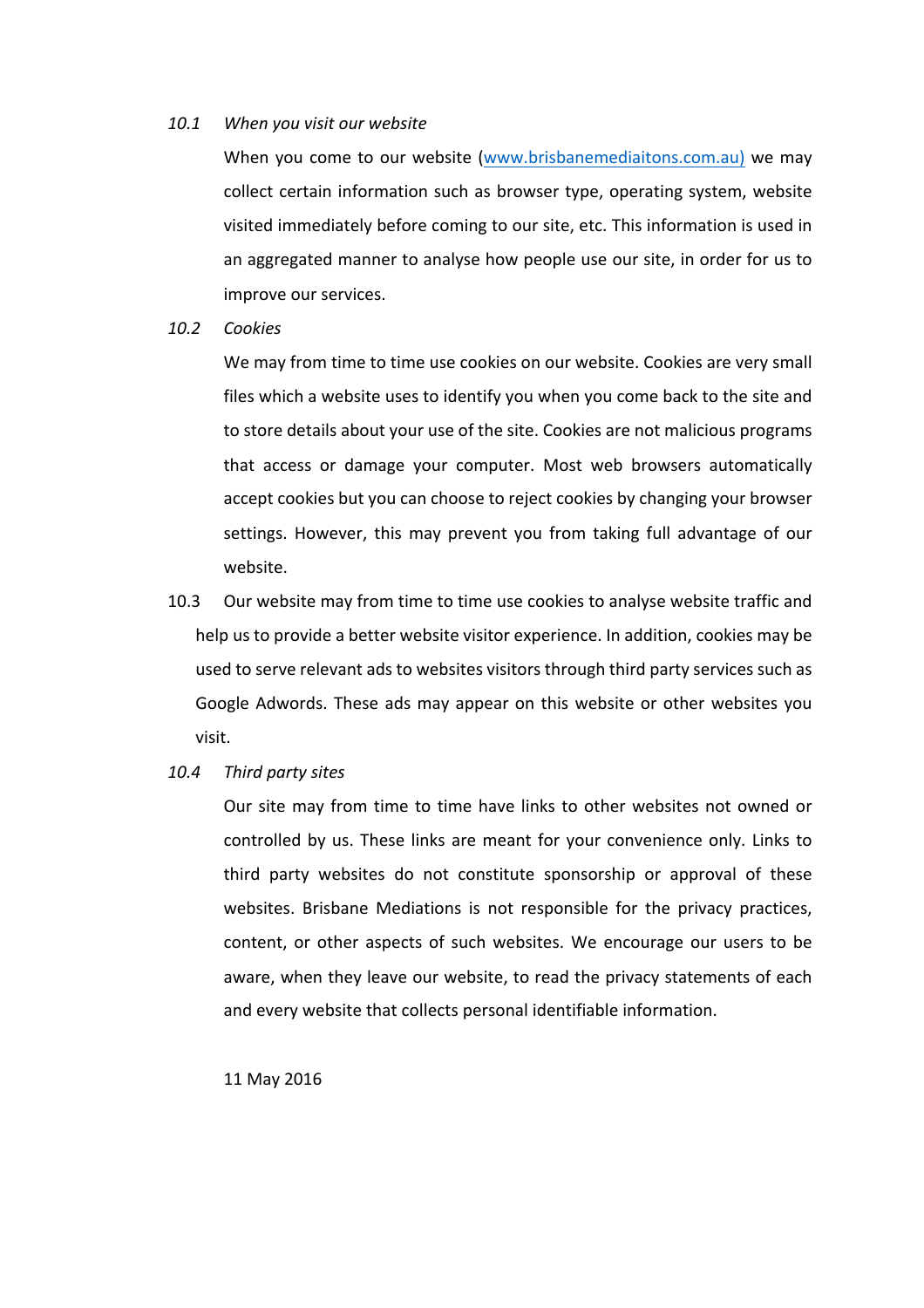*10.1 When you visit our website*

When you come to our website (www.brisbanemediaitons.com.au) we may collect certain information such as browser type, operating system, website visited immediately before coming to our site, etc. This information is used in an aggregated manner to analyse how people use our site, in order for us to improve our services.

*10.2 Cookies*

We may from time to time use cookies on our website. Cookies are very small files which a website uses to identify you when you come back to the site and to store details about your use of the site. Cookies are not malicious programs that access or damage your computer. Most web browsers automatically accept cookies but you can choose to reject cookies by changing your browser settings. However, this may prevent you from taking full advantage of our website.

10.3 Our website may from time to time use cookies to analyse website traffic and help us to provide a better website visitor experience. In addition, cookies may be used to serve relevant ads to websites visitors through third party services such as Google Adwords. These ads may appear on this website or other websites you visit.

*10.4 Third party sites*

Our site may from time to time have links to other websites not owned or controlled by us. These links are meant for your convenience only. Links to third party websites do not constitute sponsorship or approval of these websites. Brisbane Mediations is not responsible for the privacy practices, content, or other aspects of such websites. We encourage our users to be aware, when they leave our website, to read the privacy statements of each and every website that collects personal identifiable information.

11 May 2016